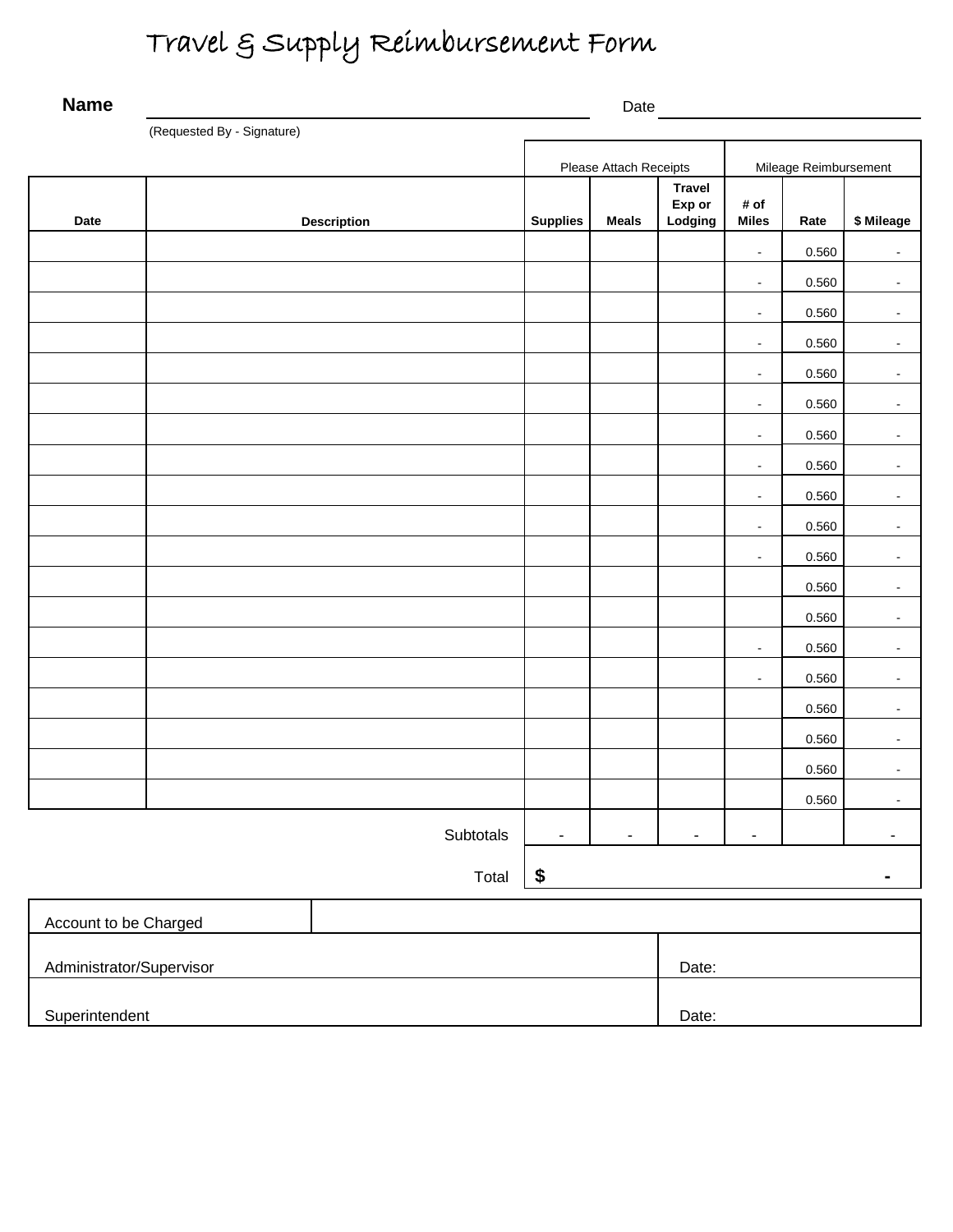# Travel & Supply Reimbursement Form

**Name** ______________________________________ Date ____________________

(Requested By - Signature)

| | | Please Attach Receipts | | | Mileage Reimbursement | | |
|---|---|---|---|---|---|---|---|
| **Date** | **Description** | **Supplies** | **Meals** | **Travel Exp or Lodging** | **# of Miles** | **Rate** | **$ Mileage** |
| | | | | | - | 0.560 | - |
| | | | | | - | 0.560 | - |
| | | | | | - | 0.560 | - |
| | | | | | - | 0.560 | - |
| | | | | | - | 0.560 | - |
| | | | | | - | 0.560 | - |
| | | | | | - | 0.560 | - |
| | | | | | - | 0.560 | - |
| | | | | | - | 0.560 | - |
| | | | | | - | 0.560 | - |
| | | | | | - | 0.560 | - |
| | | | | | | 0.560 | - |
| | | | | | | 0.560 | - |
| | | | | | - | 0.560 | - |
| | | | | | - | 0.560 | - |
| | | | | | | 0.560 | - |
| | | | | | | 0.560 | - |
| | | | | | | 0.560 | - |
| | | | | | | 0.560 | - |
| | Subtotals | - | - | - | - | | - |
| | Total | $ | | | | | - |

| Account to be Charged | |
|---|---|
| Administrator/Supervisor | Date: |
| Superintendent | Date: |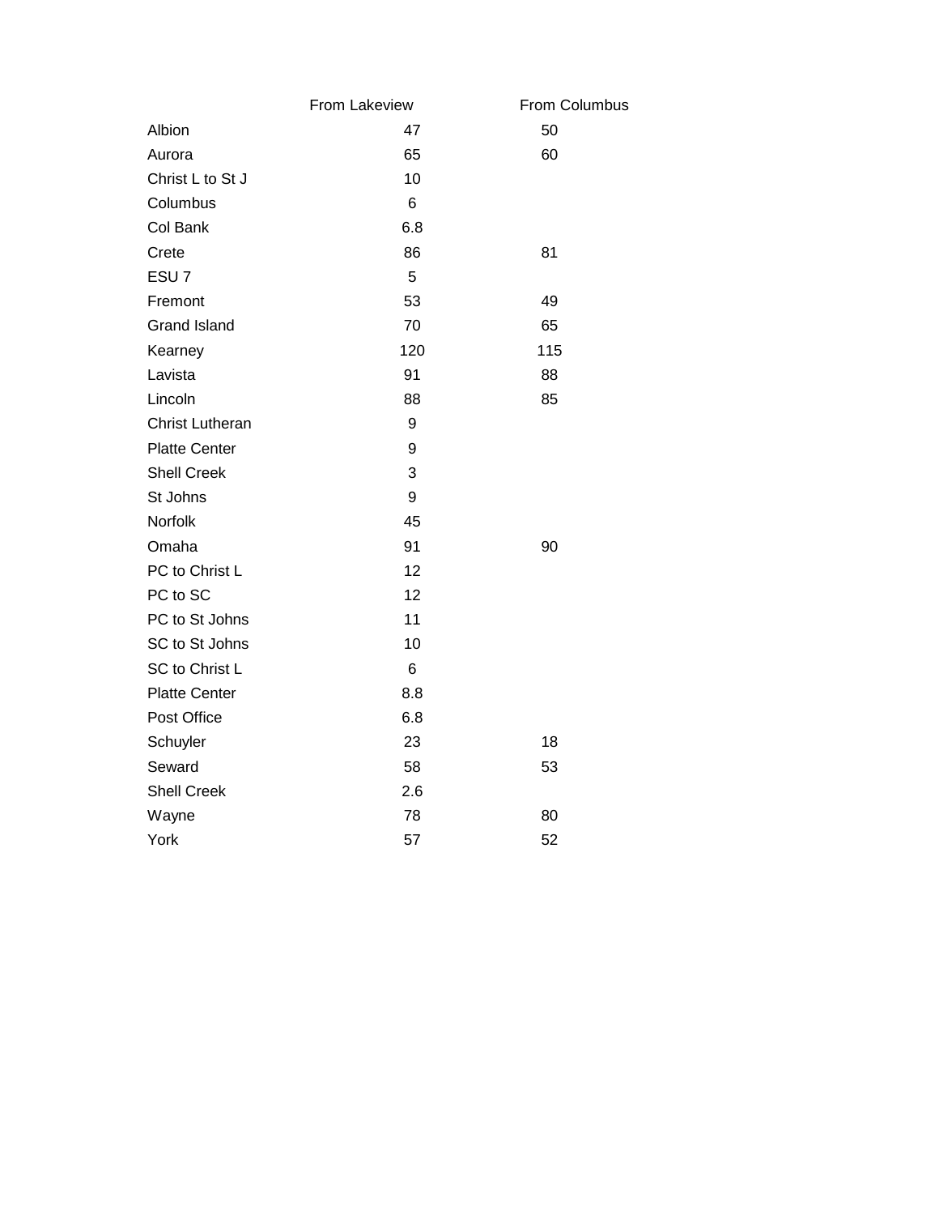| | From Lakeview | From Columbus |
|---|---|---|
| Albion | 47 | 50 |
| Aurora | 65 | 60 |
| Christ L to St J | 10 | |
| Columbus | 6 | |
| Col Bank | 6.8 | |
| Crete | 86 | 81 |
| ESU 7 | 5 | |
| Fremont | 53 | 49 |
| Grand Island | 70 | 65 |
| Kearney | 120 | 115 |
| Lavista | 91 | 88 |
| Lincoln | 88 | 85 |
| Christ Lutheran | 9 | |
| Platte Center | 9 | |
| Shell Creek | 3 | |
| St Johns | 9 | |
| Norfolk | 45 | |
| Omaha | 91 | 90 |
| PC to Christ L | 12 | |
| PC to SC | 12 | |
| PC to St Johns | 11 | |
| SC to St Johns | 10 | |
| SC to Christ L | 6 | |
| Platte Center | 8.8 | |
| Post Office | 6.8 | |
| Schuyler | 23 | 18 |
| Seward | 58 | 53 |
| Shell Creek | 2.6 | |
| Wayne | 78 | 80 |
| York | 57 | 52 |